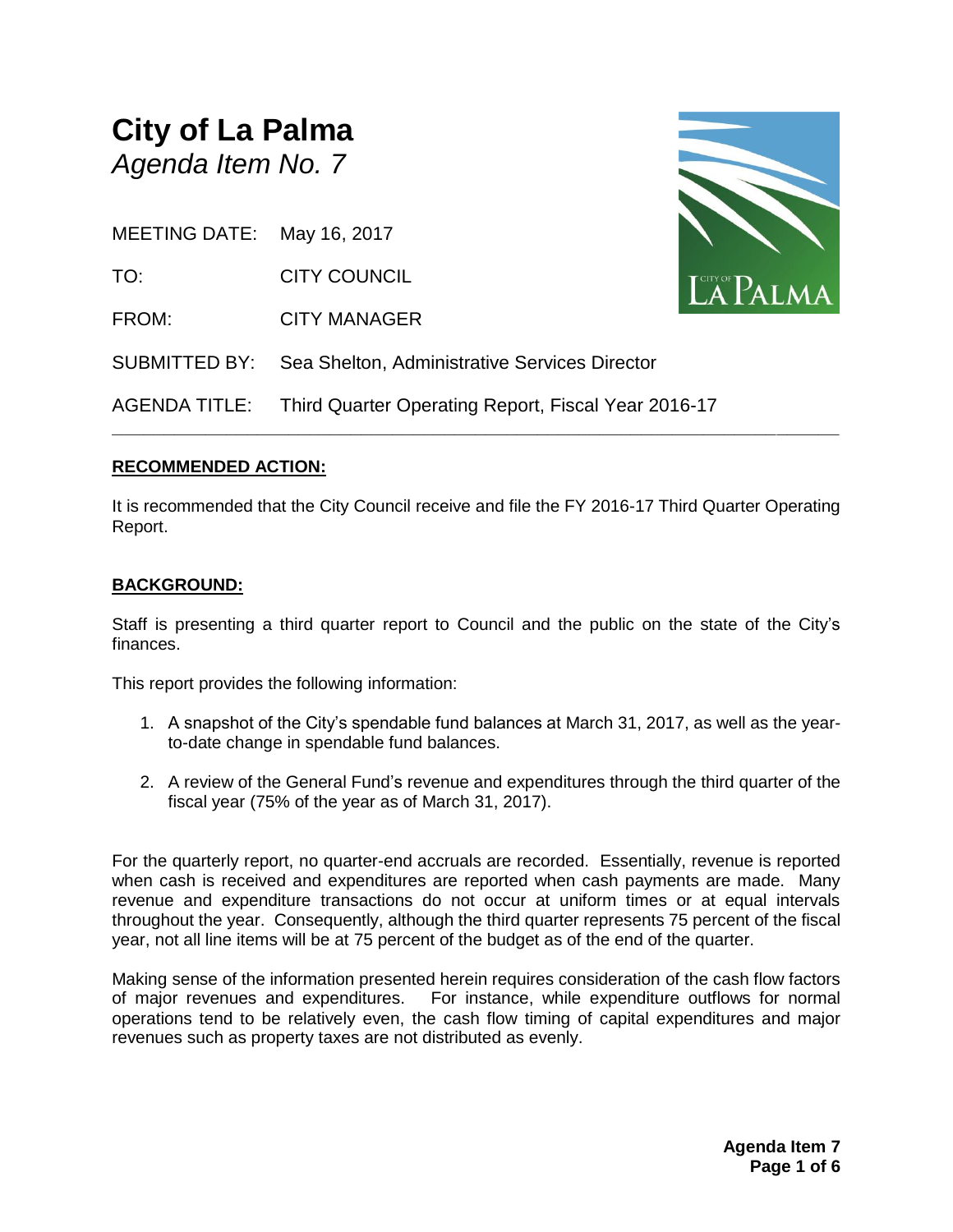# City of La Palma

*Agenda Item No. 7*

MEETING DATE: May 16, 2017

TO: CITY COUNCIL

FROM: CITY MANAGER

SUBMITTED BY: Sea Shelton, Administrative Services Director

AGENDA TITLE: Third Quarter Operating Report, Fiscal Year 2016-17

---

## RECOMMENDED ACTION:

It is recommended that the City Council receive and file the FY 2016-17 Third Quarter Operating Report.

## BACKGROUND:

Staff is presenting a third quarter report to Council and the public on the state of the City's finances.

This report provides the following information:

1. A snapshot of the City's spendable fund balances at March 31, 2017, as well as the year-to-date change in spendable fund balances.
2. A review of the General Fund's revenue and expenditures through the third quarter of the fiscal year (75% of the year as of March 31, 2017).

For the quarterly report, no quarter-end accruals are recorded. Essentially, revenue is reported when cash is received and expenditures are reported when cash payments are made. Many revenue and expenditure transactions do not occur at uniform times or at equal intervals throughout the year. Consequently, although the third quarter represents 75 percent of the fiscal year, not all line items will be at 75 percent of the budget as of the end of the quarter.

Making sense of the information presented herein requires consideration of the cash flow factors of major revenues and expenditures. For instance, while expenditure outflows for normal operations tend to be relatively even, the cash flow timing of capital expenditures and major revenues such as property taxes are not distributed as evenly.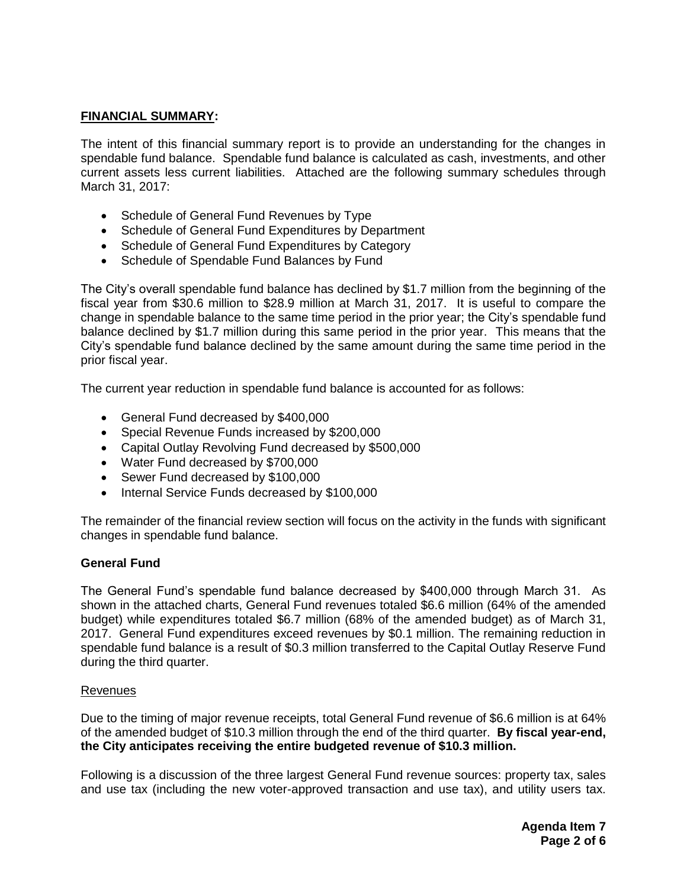## **FINANCIAL SUMMARY:**

The intent of this financial summary report is to provide an understanding for the changes in spendable fund balance. Spendable fund balance is calculated as cash, investments, and other current assets less current liabilities. Attached are the following summary schedules through March 31, 2017:

- Schedule of General Fund Revenues by Type
- Schedule of General Fund Expenditures by Department
- Schedule of General Fund Expenditures by Category
- Schedule of Spendable Fund Balances by Fund

The City's overall spendable fund balance has declined by $1.7 million from the beginning of the fiscal year from $30.6 million to $28.9 million at March 31, 2017. It is useful to compare the change in spendable balance to the same time period in the prior year; the City's spendable fund balance declined by $1.7 million during this same period in the prior year. This means that the City's spendable fund balance declined by the same amount during the same time period in the prior fiscal year.

The current year reduction in spendable fund balance is accounted for as follows:

- General Fund decreased by $400,000
- Special Revenue Funds increased by $200,000
- Capital Outlay Revolving Fund decreased by $500,000
- Water Fund decreased by $700,000
- Sewer Fund decreased by $100,000
- Internal Service Funds decreased by $100,000

The remainder of the financial review section will focus on the activity in the funds with significant changes in spendable fund balance.

### **General Fund**

The General Fund's spendable fund balance decreased by $400,000 through March 31. As shown in the attached charts, General Fund revenues totaled $6.6 million (64% of the amended budget) while expenditures totaled $6.7 million (68% of the amended budget) as of March 31, 2017. General Fund expenditures exceed revenues by $0.1 million. The remaining reduction in spendable fund balance is a result of $0.3 million transferred to the Capital Outlay Reserve Fund during the third quarter.

#### Revenues

Due to the timing of major revenue receipts, total General Fund revenue of $6.6 million is at 64% of the amended budget of $10.3 million through the end of the third quarter. **By fiscal year-end, the City anticipates receiving the entire budgeted revenue of $10.3 million.**

Following is a discussion of the three largest General Fund revenue sources: property tax, sales and use tax (including the new voter-approved transaction and use tax), and utility users tax.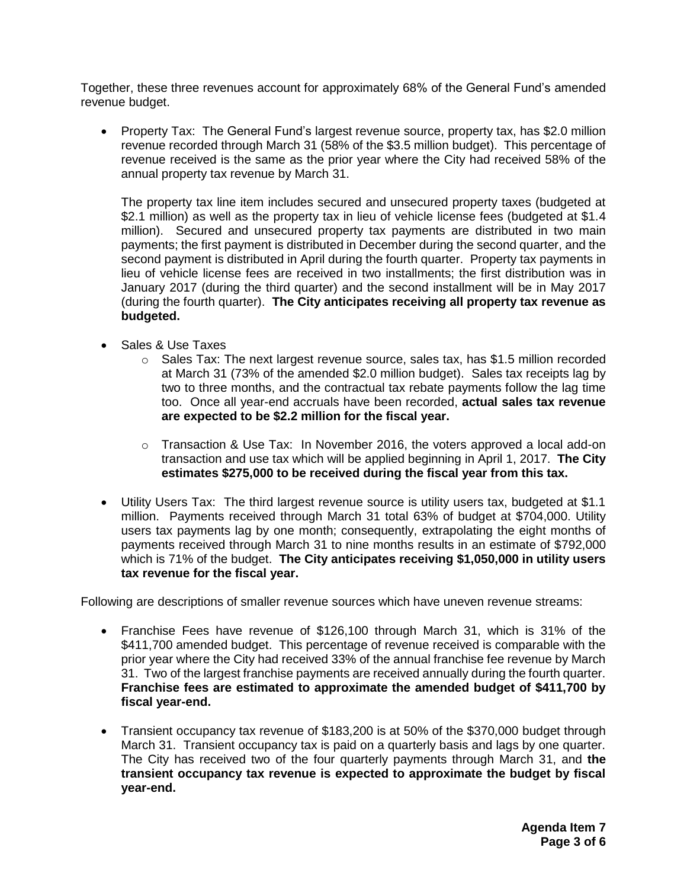Together, these three revenues account for approximately 68% of the General Fund's amended revenue budget.

- Property Tax: The General Fund's largest revenue source, property tax, has $2.0 million revenue recorded through March 31 (58% of the $3.5 million budget). This percentage of revenue received is the same as the prior year where the City had received 58% of the annual property tax revenue by March 31.

  The property tax line item includes secured and unsecured property taxes (budgeted at $2.1 million) as well as the property tax in lieu of vehicle license fees (budgeted at $1.4 million). Secured and unsecured property tax payments are distributed in two main payments; the first payment is distributed in December during the second quarter, and the second payment is distributed in April during the fourth quarter. Property tax payments in lieu of vehicle license fees are received in two installments; the first distribution was in January 2017 (during the third quarter) and the second installment will be in May 2017 (during the fourth quarter). **The City anticipates receiving all property tax revenue as budgeted.**

- Sales & Use Taxes
  - Sales Tax: The next largest revenue source, sales tax, has $1.5 million recorded at March 31 (73% of the amended $2.0 million budget). Sales tax receipts lag by two to three months, and the contractual tax rebate payments follow the lag time too. Once all year-end accruals have been recorded, **actual sales tax revenue are expected to be $2.2 million for the fiscal year.**

  - Transaction & Use Tax: In November 2016, the voters approved a local add-on transaction and use tax which will be applied beginning in April 1, 2017. **The City estimates $275,000 to be received during the fiscal year from this tax.**

- Utility Users Tax: The third largest revenue source is utility users tax, budgeted at $1.1 million. Payments received through March 31 total 63% of budget at $704,000. Utility users tax payments lag by one month; consequently, extrapolating the eight months of payments received through March 31 to nine months results in an estimate of $792,000 which is 71% of the budget. **The City anticipates receiving $1,050,000 in utility users tax revenue for the fiscal year.**

Following are descriptions of smaller revenue sources which have uneven revenue streams:

- Franchise Fees have revenue of $126,100 through March 31, which is 31% of the $411,700 amended budget. This percentage of revenue received is comparable with the prior year where the City had received 33% of the annual franchise fee revenue by March 31. Two of the largest franchise payments are received annually during the fourth quarter. **Franchise fees are estimated to approximate the amended budget of $411,700 by fiscal year-end.**

- Transient occupancy tax revenue of $183,200 is at 50% of the $370,000 budget through March 31. Transient occupancy tax is paid on a quarterly basis and lags by one quarter. The City has received two of the four quarterly payments through March 31, and **the transient occupancy tax revenue is expected to approximate the budget by fiscal year-end.**

**Agenda Item 7**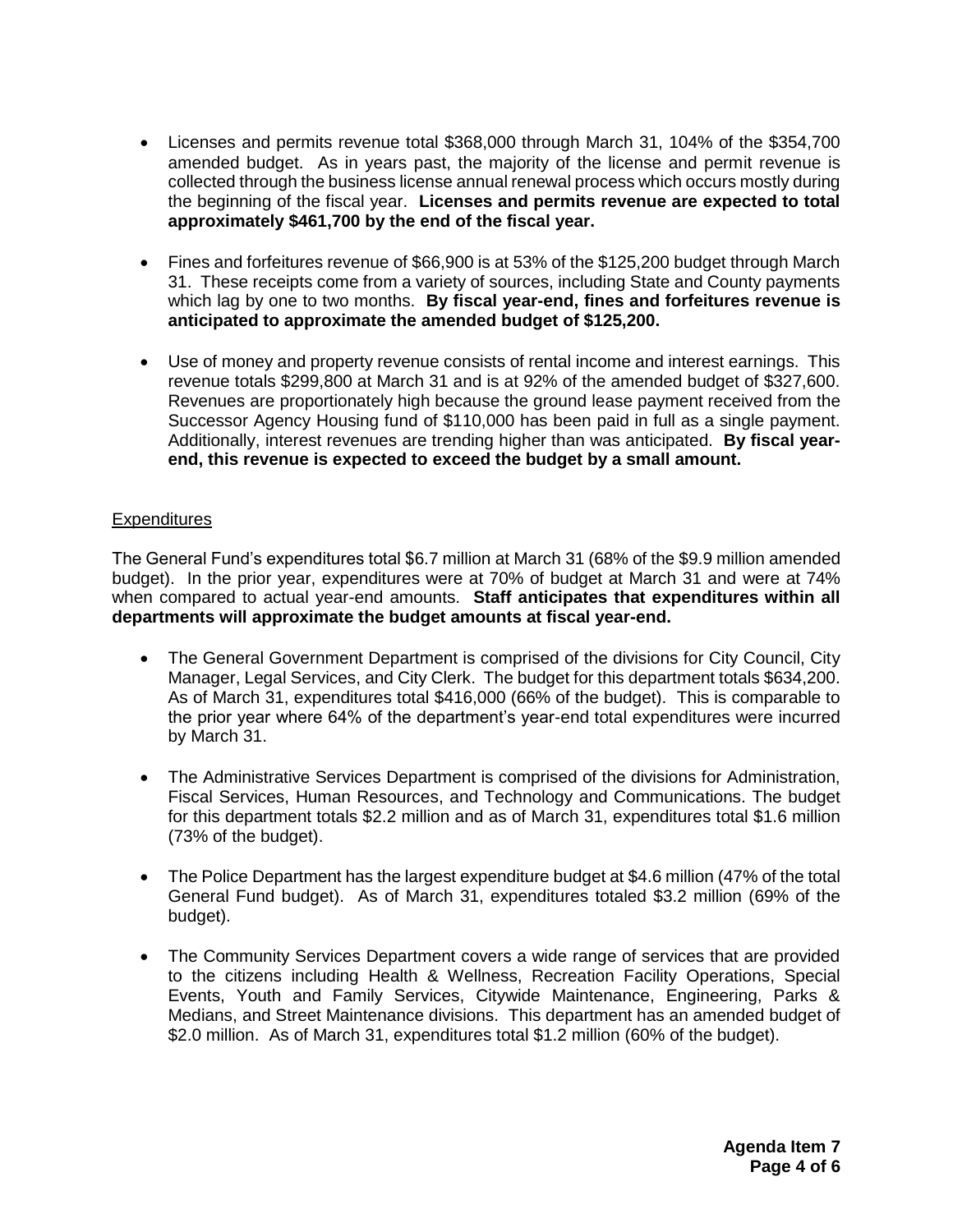- Licenses and permits revenue total $368,000 through March 31, 104% of the $354,700 amended budget. As in years past, the majority of the license and permit revenue is collected through the business license annual renewal process which occurs mostly during the beginning of the fiscal year. **Licenses and permits revenue are expected to total approximately $461,700 by the end of the fiscal year.**

- Fines and forfeitures revenue of $66,900 is at 53% of the $125,200 budget through March 31. These receipts come from a variety of sources, including State and County payments which lag by one to two months. **By fiscal year-end, fines and forfeitures revenue is anticipated to approximate the amended budget of $125,200.**

- Use of money and property revenue consists of rental income and interest earnings. This revenue totals $299,800 at March 31 and is at 92% of the amended budget of $327,600. Revenues are proportionately high because the ground lease payment received from the Successor Agency Housing fund of $110,000 has been paid in full as a single payment. Additionally, interest revenues are trending higher than was anticipated. **By fiscal year-end, this revenue is expected to exceed the budget by a small amount.**

<u>Expenditures</u>

The General Fund's expenditures total $6.7 million at March 31 (68% of the $9.9 million amended budget). In the prior year, expenditures were at 70% of budget at March 31 and were at 74% when compared to actual year-end amounts. **Staff anticipates that expenditures within all departments will approximate the budget amounts at fiscal year-end.**

- The General Government Department is comprised of the divisions for City Council, City Manager, Legal Services, and City Clerk. The budget for this department totals $634,200. As of March 31, expenditures total $416,000 (66% of the budget). This is comparable to the prior year where 64% of the department's year-end total expenditures were incurred by March 31.

- The Administrative Services Department is comprised of the divisions for Administration, Fiscal Services, Human Resources, and Technology and Communications. The budget for this department totals $2.2 million and as of March 31, expenditures total $1.6 million (73% of the budget).

- The Police Department has the largest expenditure budget at $4.6 million (47% of the total General Fund budget). As of March 31, expenditures totaled $3.2 million (69% of the budget).

- The Community Services Department covers a wide range of services that are provided to the citizens including Health & Wellness, Recreation Facility Operations, Special Events, Youth and Family Services, Citywide Maintenance, Engineering, Parks & Medians, and Street Maintenance divisions. This department has an amended budget of $2.0 million. As of March 31, expenditures total $1.2 million (60% of the budget).

**Agenda Item 7**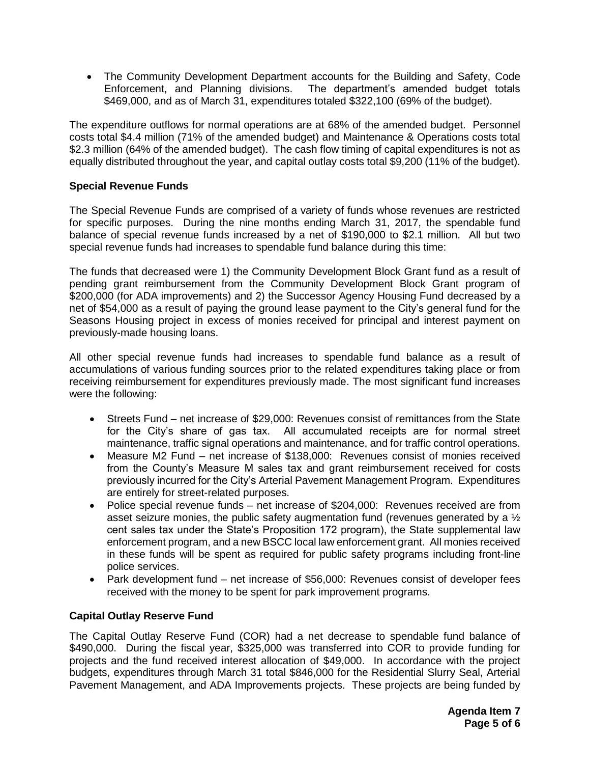- The Community Development Department accounts for the Building and Safety, Code Enforcement, and Planning divisions. The department's amended budget totals $469,000, and as of March 31, expenditures totaled $322,100 (69% of the budget).

The expenditure outflows for normal operations are at 68% of the amended budget. Personnel costs total $4.4 million (71% of the amended budget) and Maintenance & Operations costs total $2.3 million (64% of the amended budget). The cash flow timing of capital expenditures is not as equally distributed throughout the year, and capital outlay costs total $9,200 (11% of the budget).

**Special Revenue Funds**

The Special Revenue Funds are comprised of a variety of funds whose revenues are restricted for specific purposes. During the nine months ending March 31, 2017, the spendable fund balance of special revenue funds increased by a net of $190,000 to $2.1 million. All but two special revenue funds had increases to spendable fund balance during this time:

The funds that decreased were 1) the Community Development Block Grant fund as a result of pending grant reimbursement from the Community Development Block Grant program of $200,000 (for ADA improvements) and 2) the Successor Agency Housing Fund decreased by a net of $54,000 as a result of paying the ground lease payment to the City's general fund for the Seasons Housing project in excess of monies received for principal and interest payment on previously-made housing loans.

All other special revenue funds had increases to spendable fund balance as a result of accumulations of various funding sources prior to the related expenditures taking place or from receiving reimbursement for expenditures previously made. The most significant fund increases were the following:

- Streets Fund – net increase of $29,000: Revenues consist of remittances from the State for the City's share of gas tax. All accumulated receipts are for normal street maintenance, traffic signal operations and maintenance, and for traffic control operations.
- Measure M2 Fund – net increase of $138,000: Revenues consist of monies received from the County's Measure M sales tax and grant reimbursement received for costs previously incurred for the City's Arterial Pavement Management Program. Expenditures are entirely for street-related purposes.
- Police special revenue funds – net increase of $204,000: Revenues received are from asset seizure monies, the public safety augmentation fund (revenues generated by a ½ cent sales tax under the State's Proposition 172 program), the State supplemental law enforcement program, and a new BSCC local law enforcement grant. All monies received in these funds will be spent as required for public safety programs including front-line police services.
- Park development fund – net increase of $56,000: Revenues consist of developer fees received with the money to be spent for park improvement programs.

**Capital Outlay Reserve Fund**

The Capital Outlay Reserve Fund (COR) had a net decrease to spendable fund balance of $490,000. During the fiscal year, $325,000 was transferred into COR to provide funding for projects and the fund received interest allocation of $49,000. In accordance with the project budgets, expenditures through March 31 total $846,000 for the Residential Slurry Seal, Arterial Pavement Management, and ADA Improvements projects. These projects are being funded by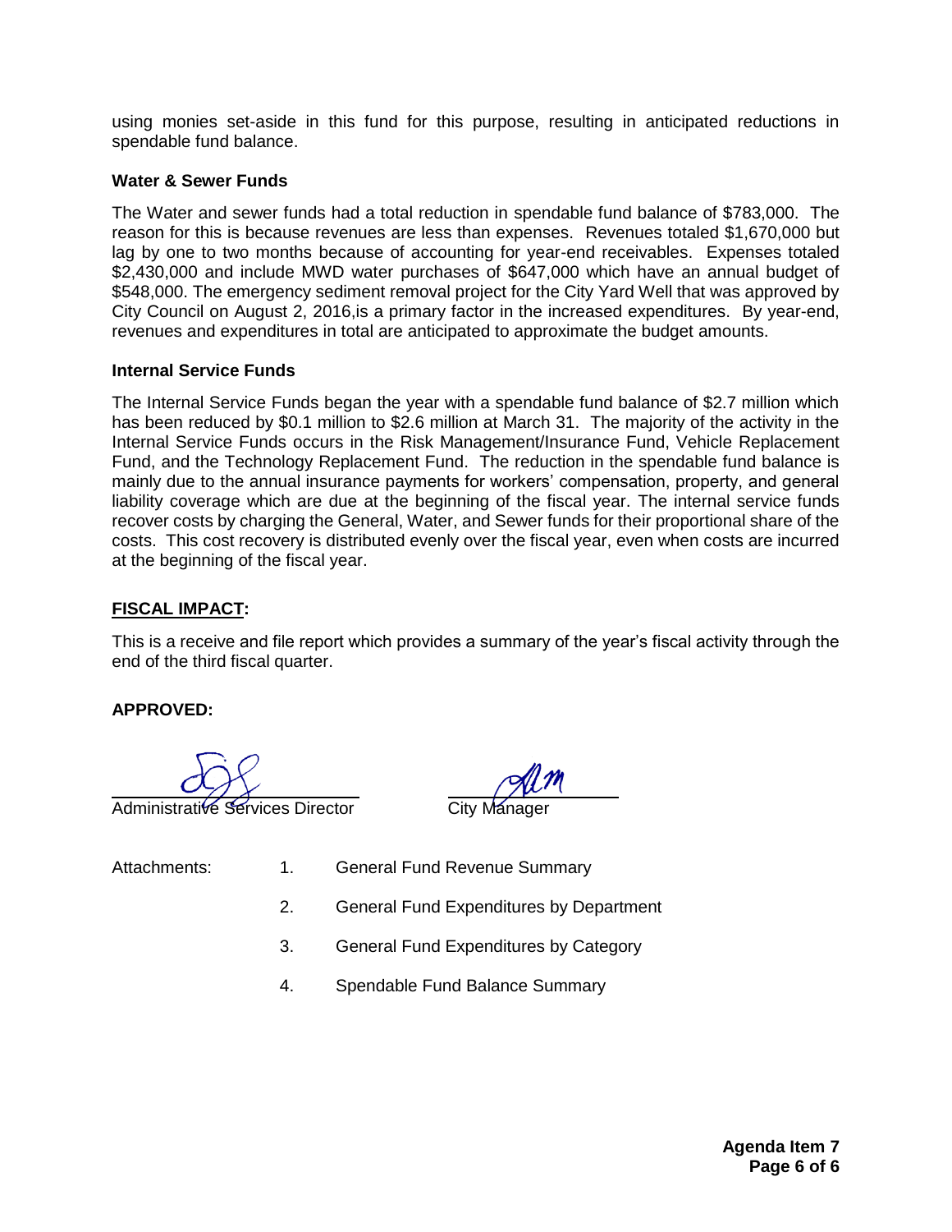using monies set-aside in this fund for this purpose, resulting in anticipated reductions in spendable fund balance.

**Water & Sewer Funds**

The Water and sewer funds had a total reduction in spendable fund balance of $783,000. The reason for this is because revenues are less than expenses. Revenues totaled $1,670,000 but lag by one to two months because of accounting for year-end receivables. Expenses totaled $2,430,000 and include MWD water purchases of $647,000 which have an annual budget of $548,000. The emergency sediment removal project for the City Yard Well that was approved by City Council on August 2, 2016,is a primary factor in the increased expenditures. By year-end, revenues and expenditures in total are anticipated to approximate the budget amounts.

**Internal Service Funds**

The Internal Service Funds began the year with a spendable fund balance of $2.7 million which has been reduced by $0.1 million to $2.6 million at March 31. The majority of the activity in the Internal Service Funds occurs in the Risk Management/Insurance Fund, Vehicle Replacement Fund, and the Technology Replacement Fund. The reduction in the spendable fund balance is mainly due to the annual insurance payments for workers' compensation, property, and general liability coverage which are due at the beginning of the fiscal year. The internal service funds recover costs by charging the General, Water, and Sewer funds for their proportional share of the costs. This cost recovery is distributed evenly over the fiscal year, even when costs are incurred at the beginning of the fiscal year.

**FISCAL IMPACT:**

This is a receive and file report which provides a summary of the year's fiscal activity through the end of the third fiscal quarter.

**APPROVED:**

Administrative Services Director

City Manager

Attachments:

1. General Fund Revenue Summary
2. General Fund Expenditures by Department
3. General Fund Expenditures by Category
4. Spendable Fund Balance Summary

**Agenda Item 7**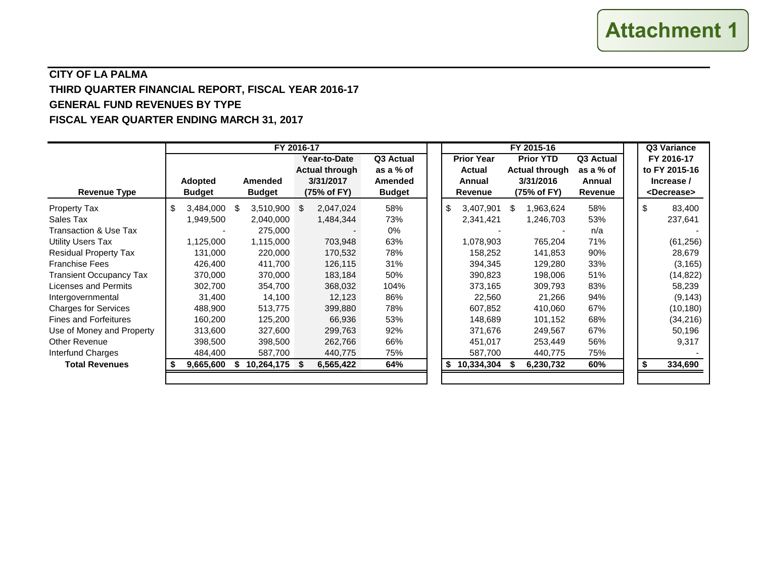Attachment 1

**CITY OF LA PALMA**

**THIRD QUARTER FINANCIAL REPORT, FISCAL YEAR 2016-17**

**GENERAL FUND REVENUES BY TYPE**

**FISCAL YEAR QUARTER ENDING MARCH 31, 2017**

| | FY 2016-17 | | | | FY 2015-16 | | | Q3 Variance |
|---|---|---|---|---|---|---|---|---|
| **Revenue Type** | **Adopted Budget** | **Amended Budget** | **Year-to-Date Actual through 3/31/2017 (75% of FY)** | **Q3 Actual as a % of Amended Budget** | **Prior Year Actual Annual Revenue** | **Prior YTD Actual through 3/31/2016 (75% of FY)** | **Q3 Actual as a % of Annual Revenue** | **FY 2016-17 to FY 2015-16 Increase / <Decrease>** |
| Property Tax | $ 3,484,000 | $ 3,510,900 | $ 2,047,024 | 58% | $ 3,407,901 | $ 1,963,624 | 58% | $ 83,400 |
| Sales Tax | 1,949,500 | 2,040,000 | 1,484,344 | 73% | 2,341,421 | 1,246,703 | 53% | 237,641 |
| Transaction & Use Tax | - | 275,000 | - | 0% | - | - | n/a | - |
| Utility Users Tax | 1,125,000 | 1,115,000 | 703,948 | 63% | 1,078,903 | 765,204 | 71% | (61,256) |
| Residual Property Tax | 131,000 | 220,000 | 170,532 | 78% | 158,252 | 141,853 | 90% | 28,679 |
| Franchise Fees | 426,400 | 411,700 | 126,115 | 31% | 394,345 | 129,280 | 33% | (3,165) |
| Transient Occupancy Tax | 370,000 | 370,000 | 183,184 | 50% | 390,823 | 198,006 | 51% | (14,822) |
| Licenses and Permits | 302,700 | 354,700 | 368,032 | 104% | 373,165 | 309,793 | 83% | 58,239 |
| Intergovernmental | 31,400 | 14,100 | 12,123 | 86% | 22,560 | 21,266 | 94% | (9,143) |
| Charges for Services | 488,900 | 513,775 | 399,880 | 78% | 607,852 | 410,060 | 67% | (10,180) |
| Fines and Forfeitures | 160,200 | 125,200 | 66,936 | 53% | 148,689 | 101,152 | 68% | (34,216) |
| Use of Money and Property | 313,600 | 327,600 | 299,763 | 92% | 371,676 | 249,567 | 67% | 50,196 |
| Other Revenue | 398,500 | 398,500 | 262,766 | 66% | 451,017 | 253,449 | 56% | 9,317 |
| Interfund Charges | 484,400 | 587,700 | 440,775 | 75% | 587,700 | 440,775 | 75% | - |
| **Total Revenues** | **$ 9,665,600** | **$ 10,264,175** | **$ 6,565,422** | **64%** | **$ 10,334,304** | **$ 6,230,732** | **60%** | **$ 334,690** |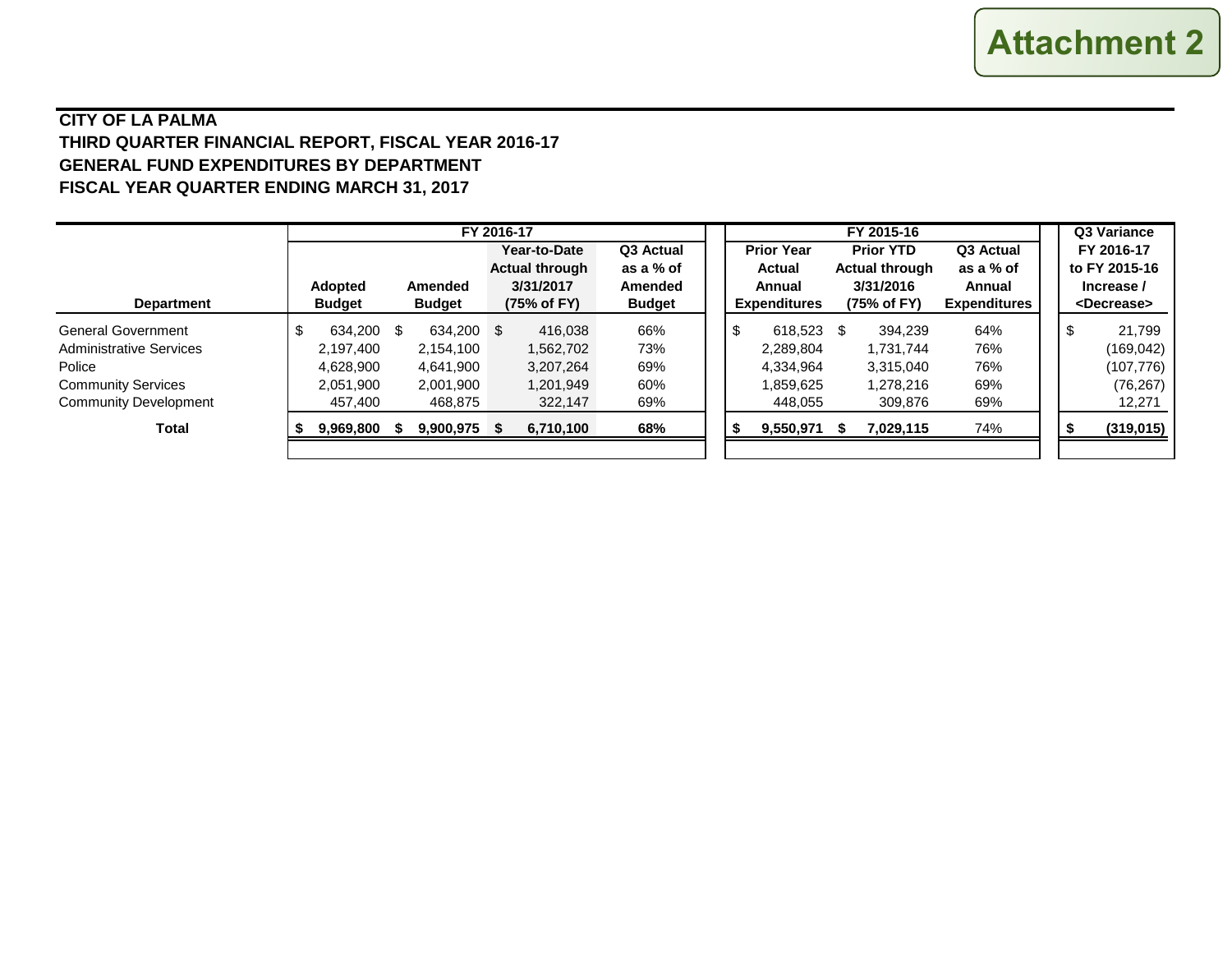Attachment 2

**CITY OF LA PALMA**
**THIRD QUARTER FINANCIAL REPORT, FISCAL YEAR 2016-17**
**GENERAL FUND EXPENDITURES BY DEPARTMENT**
**FISCAL YEAR QUARTER ENDING MARCH 31, 2017**

| | FY 2016-17 | | | | FY 2015-16 | | | Q3 Variance |
|---|---|---|---|---|---|---|---|---|
| **Department** | **Adopted Budget** | **Amended Budget** | **Year-to-Date Actual through 3/31/2017 (75% of FY)** | **Q3 Actual as a % of Amended Budget** | **Prior Year Actual Annual Expenditures** | **Prior YTD Actual through 3/31/2016 (75% of FY)** | **Q3 Actual as a % of Annual Expenditures** | **FY 2016-17 to FY 2015-16 Increase / <Decrease>** |
| General Government | $ 634,200 | $ 634,200 | $ 416,038 | 66% | $ 618,523 | $ 394,239 | 64% | $ 21,799 |
| Administrative Services | 2,197,400 | 2,154,100 | 1,562,702 | 73% | 2,289,804 | 1,731,744 | 76% | (169,042) |
| Police | 4,628,900 | 4,641,900 | 3,207,264 | 69% | 4,334,964 | 3,315,040 | 76% | (107,776) |
| Community Services | 2,051,900 | 2,001,900 | 1,201,949 | 60% | 1,859,625 | 1,278,216 | 69% | (76,267) |
| Community Development | 457,400 | 468,875 | 322,147 | 69% | 448,055 | 309,876 | 69% | 12,271 |
| **Total** | **$ 9,969,800** | **$ 9,900,975** | **$ 6,710,100** | **68%** | **$ 9,550,971** | **$ 7,029,115** | 74% | **$ (319,015)** |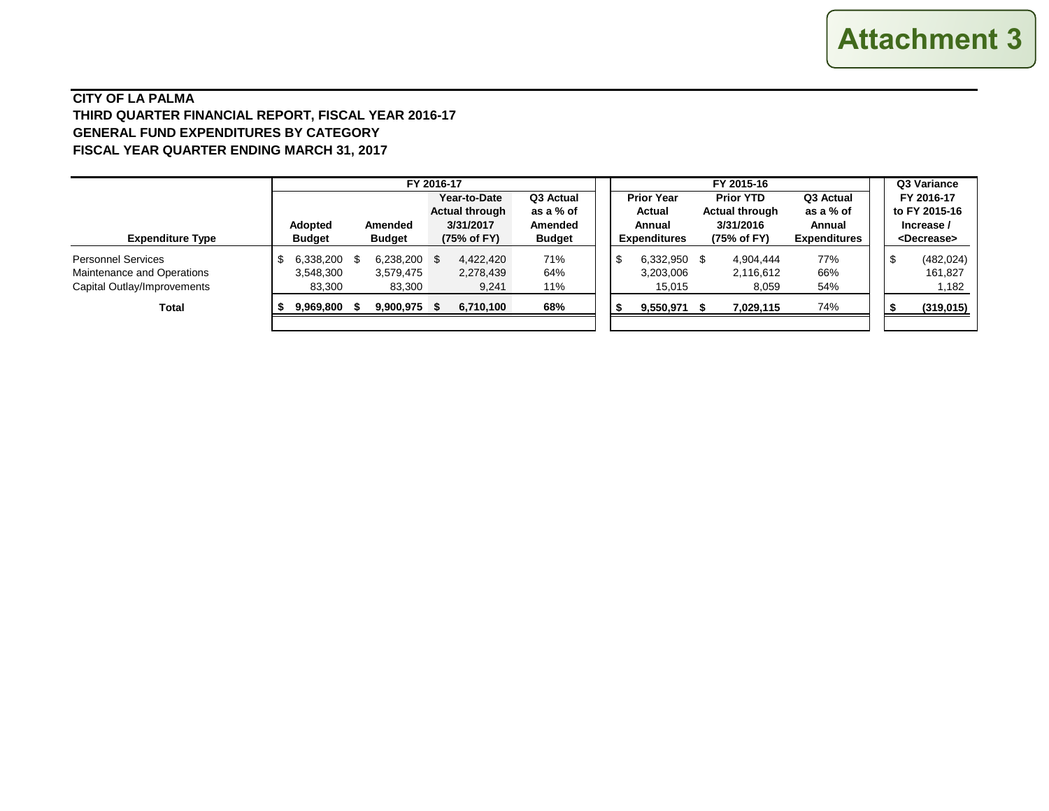Attachment 3

**CITY OF LA PALMA**
**THIRD QUARTER FINANCIAL REPORT, FISCAL YEAR 2016-17**
**GENERAL FUND EXPENDITURES BY CATEGORY**
**FISCAL YEAR QUARTER ENDING MARCH 31, 2017**

| | FY 2016-17 | | | | FY 2015-16 | | | Q3 Variance |
|---|---|---|---|---|---|---|---|---|
| **Expenditure Type** | **Adopted Budget** | **Amended Budget** | **Year-to-Date Actual through 3/31/2017 (75% of FY)** | **Q3 Actual as a % of Amended Budget** | **Prior Year Actual Annual Expenditures** | **Prior YTD Actual through 3/31/2016 (75% of FY)** | **Q3 Actual as a % of Annual Expenditures** | **FY 2016-17 to FY 2015-16 Increase / <Decrease>** |
| Personnel Services | $ 6,338,200 | $ 6,238,200 | $ 4,422,420 | 71% | $ 6,332,950 | $ 4,904,444 | 77% | $ (482,024) |
| Maintenance and Operations | 3,548,300 | 3,579,475 | 2,278,439 | 64% | 3,203,006 | 2,116,612 | 66% | 161,827 |
| Capital Outlay/Improvements | 83,300 | 83,300 | 9,241 | 11% | 15,015 | 8,059 | 54% | 1,182 |
| **Total** | **$ 9,969,800** | **$ 9,900,975** | **$ 6,710,100** | **68%** | **$ 9,550,971** | **$ 7,029,115** | 74% | **$ (319,015)** |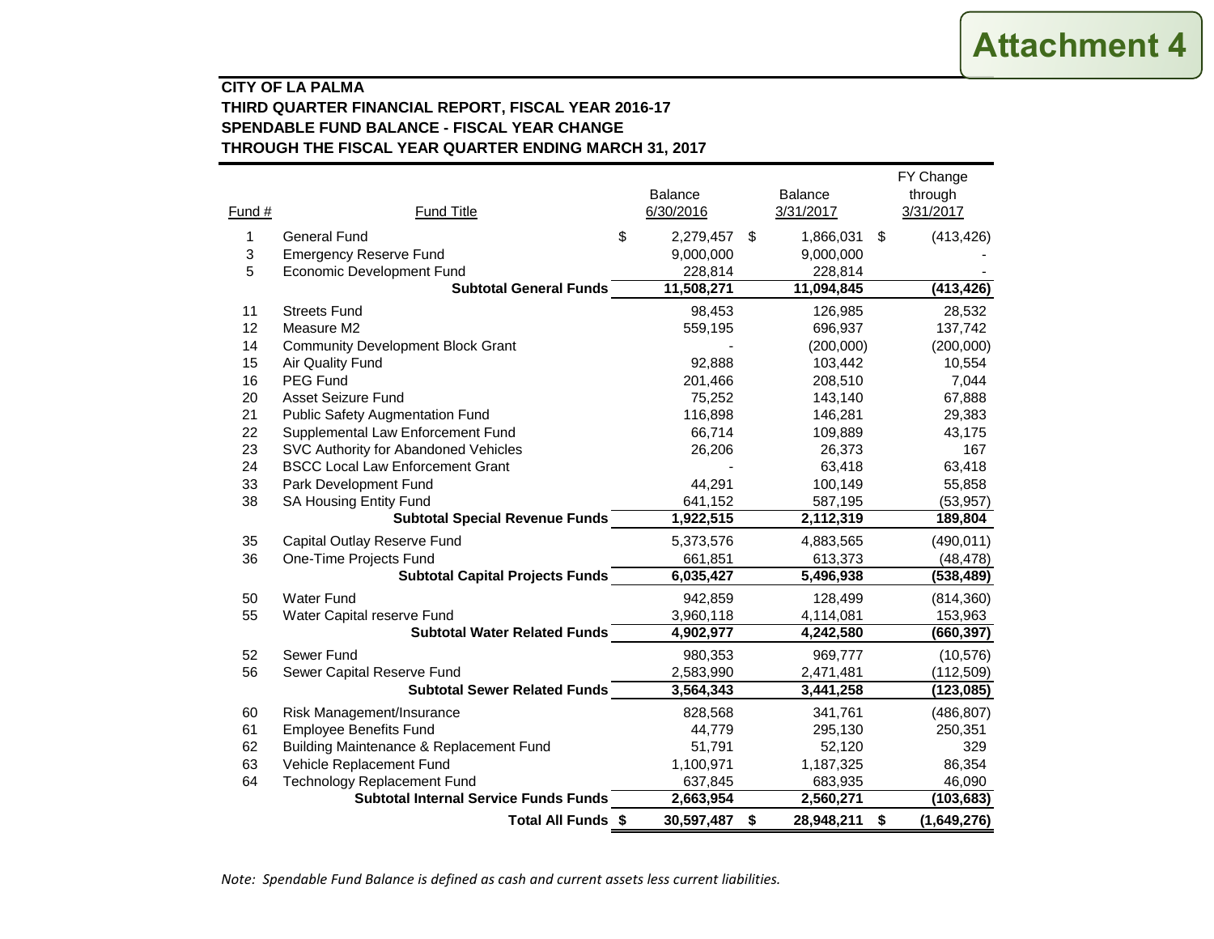Attachment 4

**CITY OF LA PALMA**
**THIRD QUARTER FINANCIAL REPORT, FISCAL YEAR 2016-17**
**SPENDABLE FUND BALANCE - FISCAL YEAR CHANGE**
**THROUGH THE FISCAL YEAR QUARTER ENDING MARCH 31, 2017**

| Fund # | Fund Title | Balance 6/30/2016 | Balance 3/31/2017 | FY Change through 3/31/2017 |
|---|---|---|---|---|
| 1 | General Fund | $ 2,279,457 | $ 1,866,031 | $ (413,426) |
| 3 | Emergency Reserve Fund | 9,000,000 | 9,000,000 | - |
| 5 | Economic Development Fund | 228,814 | 228,814 | - |
| | **Subtotal General Funds** | **11,508,271** | **11,094,845** | **(413,426)** |
| 11 | Streets Fund | 98,453 | 126,985 | 28,532 |
| 12 | Measure M2 | 559,195 | 696,937 | 137,742 |
| 14 | Community Development Block Grant | - | (200,000) | (200,000) |
| 15 | Air Quality Fund | 92,888 | 103,442 | 10,554 |
| 16 | PEG Fund | 201,466 | 208,510 | 7,044 |
| 20 | Asset Seizure Fund | 75,252 | 143,140 | 67,888 |
| 21 | Public Safety Augmentation Fund | 116,898 | 146,281 | 29,383 |
| 22 | Supplemental Law Enforcement Fund | 66,714 | 109,889 | 43,175 |
| 23 | SVC Authority for Abandoned Vehicles | 26,206 | 26,373 | 167 |
| 24 | BSCC Local Law Enforcement Grant | - | 63,418 | 63,418 |
| 33 | Park Development Fund | 44,291 | 100,149 | 55,858 |
| 38 | SA Housing Entity Fund | 641,152 | 587,195 | (53,957) |
| | **Subtotal Special Revenue Funds** | **1,922,515** | **2,112,319** | **189,804** |
| 35 | Capital Outlay Reserve Fund | 5,373,576 | 4,883,565 | (490,011) |
| 36 | One-Time Projects Fund | 661,851 | 613,373 | (48,478) |
| | **Subtotal Capital Projects Funds** | **6,035,427** | **5,496,938** | **(538,489)** |
| 50 | Water Fund | 942,859 | 128,499 | (814,360) |
| 55 | Water Capital reserve Fund | 3,960,118 | 4,114,081 | 153,963 |
| | **Subtotal Water Related Funds** | **4,902,977** | **4,242,580** | **(660,397)** |
| 52 | Sewer Fund | 980,353 | 969,777 | (10,576) |
| 56 | Sewer Capital Reserve Fund | 2,583,990 | 2,471,481 | (112,509) |
| | **Subtotal Sewer Related Funds** | **3,564,343** | **3,441,258** | **(123,085)** |
| 60 | Risk Management/Insurance | 828,568 | 341,761 | (486,807) |
| 61 | Employee Benefits Fund | 44,779 | 295,130 | 250,351 |
| 62 | Building Maintenance & Replacement Fund | 51,791 | 52,120 | 329 |
| 63 | Vehicle Replacement Fund | 1,100,971 | 1,187,325 | 86,354 |
| 64 | Technology Replacement Fund | 637,845 | 683,935 | 46,090 |
| | **Subtotal Internal Service Funds Funds** | **2,663,954** | **2,560,271** | **(103,683)** |
| | **Total All Funds** | **$ 30,597,487** | **$ 28,948,211** | **$ (1,649,276)** |

*Note: Spendable Fund Balance is defined as cash and current assets less current liabilities.*